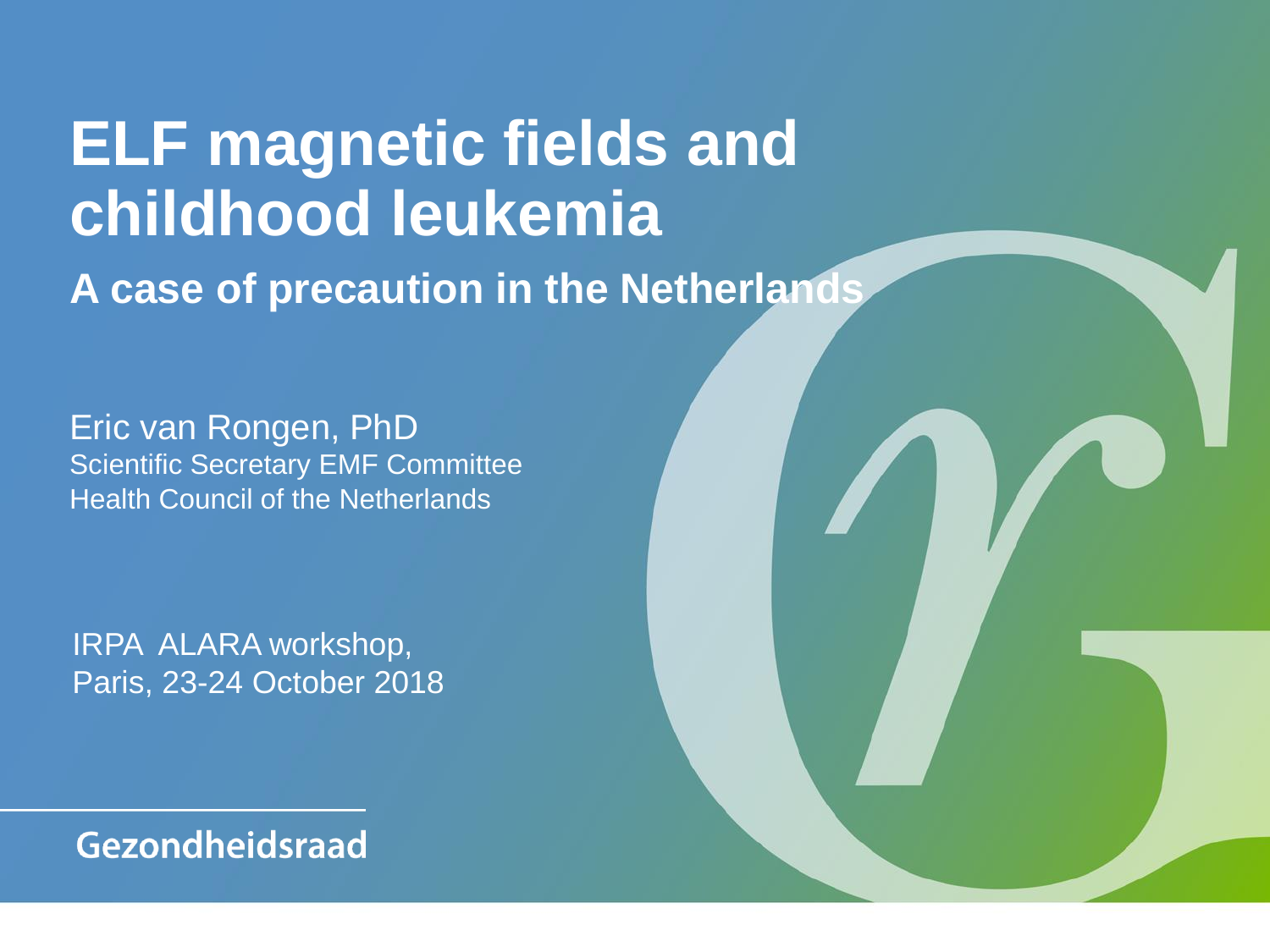# ELF magnetic fields and childhood leukemia

## A case of precaution in the Netherlands

Eric van Rongen, PhD
Scientific Secretary EMF Committee
Health Council of the Netherlands

IRPA ALARA workshop,
Paris, 23-24 October 2018

Gezondheidsraad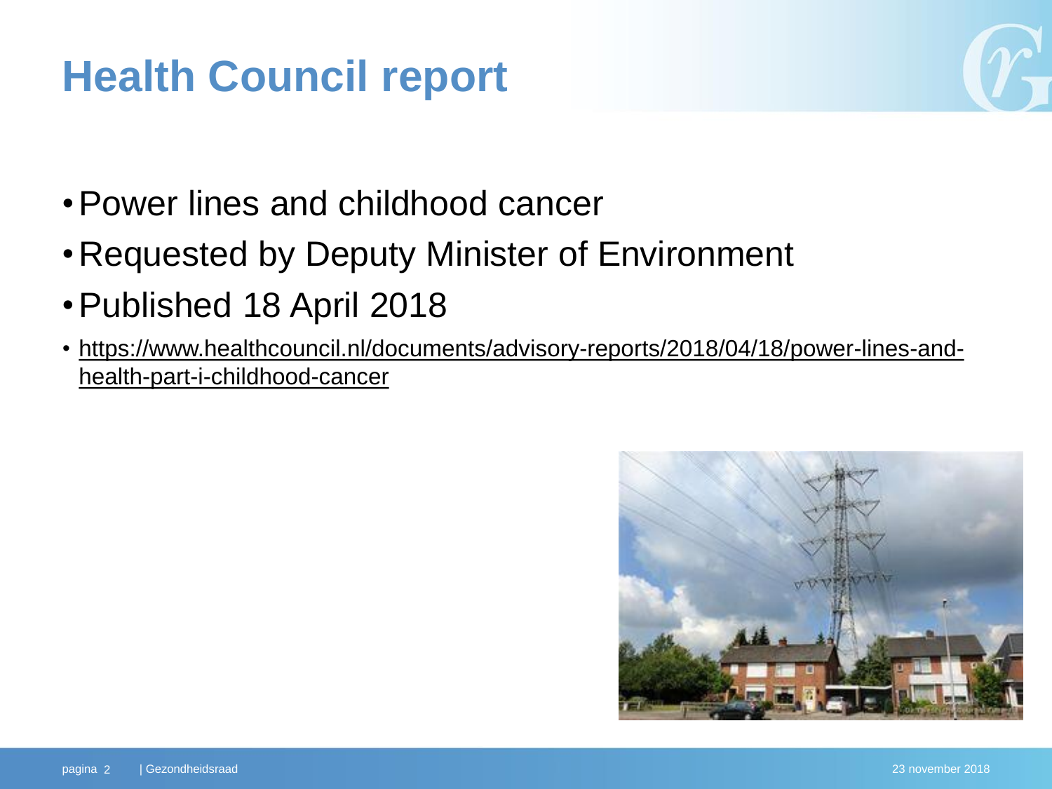# Health Council report

- Power lines and childhood cancer
- Requested by Deputy Minister of Environment
- Published 18 April 2018
- https://www.healthcouncil.nl/documents/advisory-reports/2018/04/18/power-lines-and-health-part-i-childhood-cancer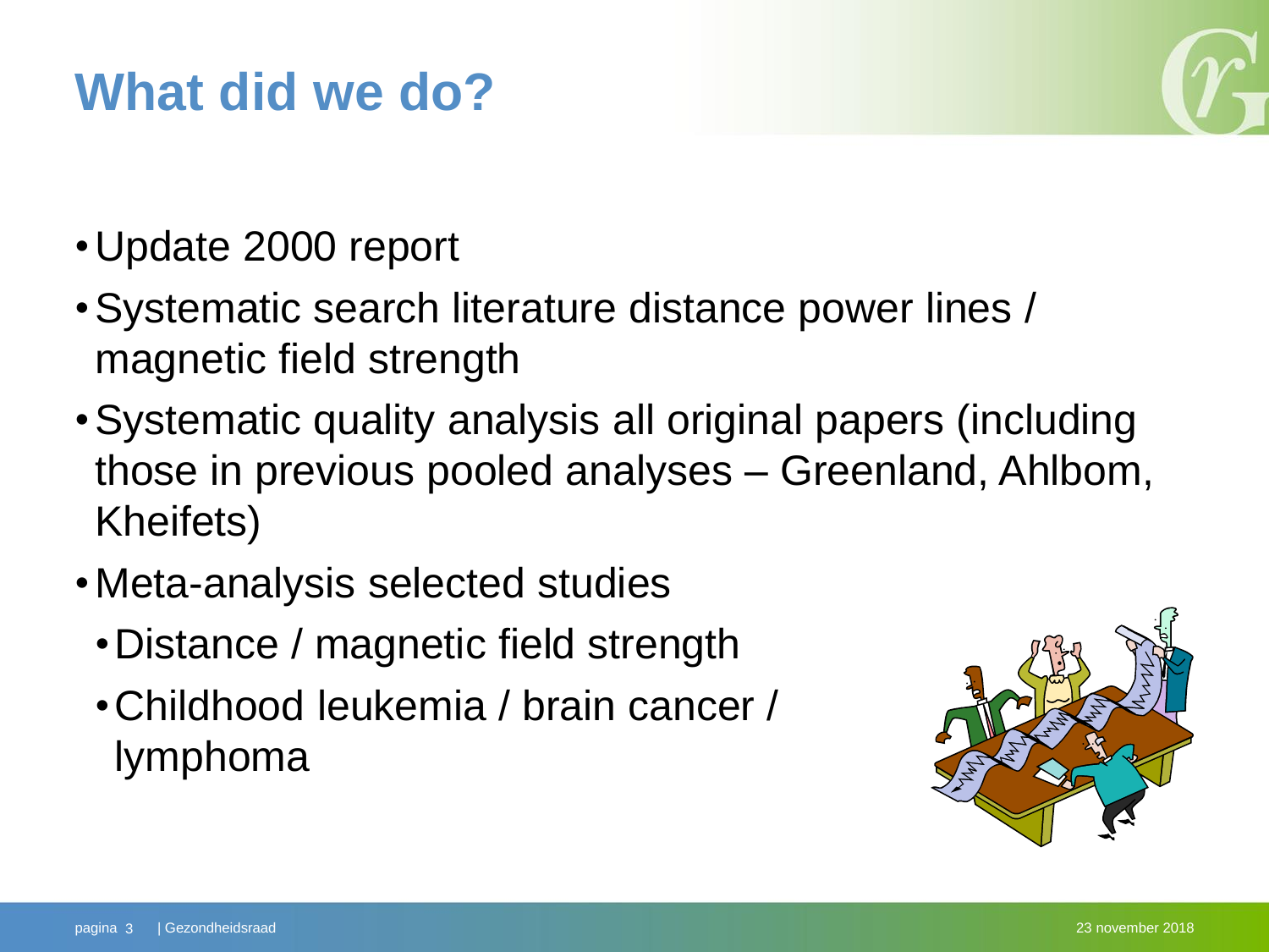# What did we do?

- Update 2000 report
- Systematic search literature distance power lines / magnetic field strength
- Systematic quality analysis all original papers (including those in previous pooled analyses – Greenland, Ahlbom, Kheifets)
- Meta-analysis selected studies
  - Distance / magnetic field strength
  - Childhood leukemia / brain cancer / lymphoma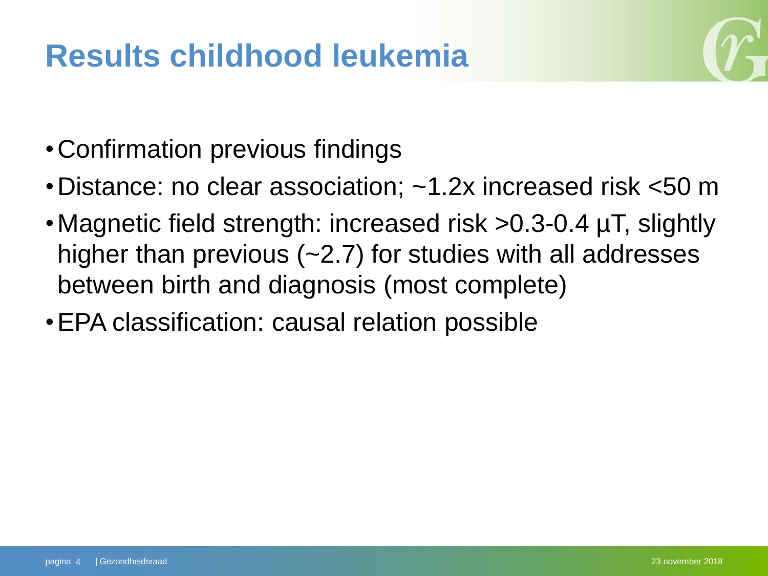# Results childhood leukemia

- Confirmation previous findings
- Distance: no clear association; ~1.2x increased risk <50 m
- Magnetic field strength: increased risk >0.3-0.4 µT, slightly higher than previous (~2.7) for studies with all addresses between birth and diagnosis (most complete)
- EPA classification: causal relation possible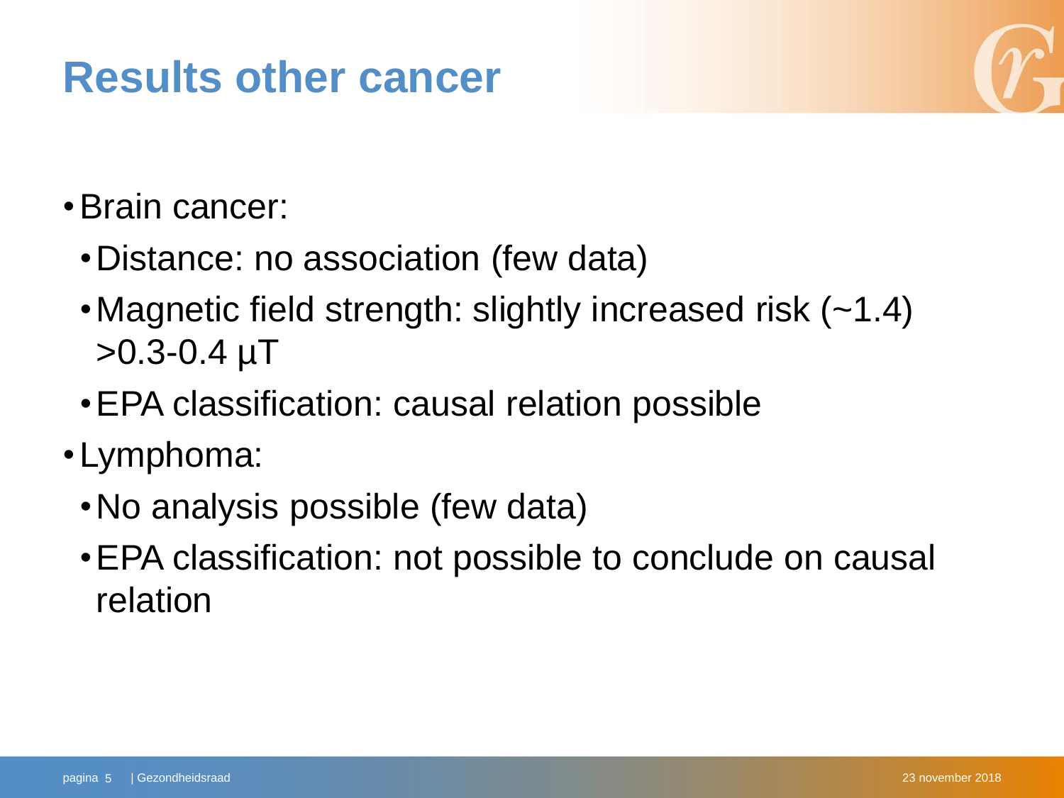# Results other cancer

- Brain cancer:
  - Distance: no association (few data)
  - Magnetic field strength: slightly increased risk (~1.4) >0.3-0.4 µT
  - EPA classification: causal relation possible
- Lymphoma:
  - No analysis possible (few data)
  - EPA classification: not possible to conclude on causal relation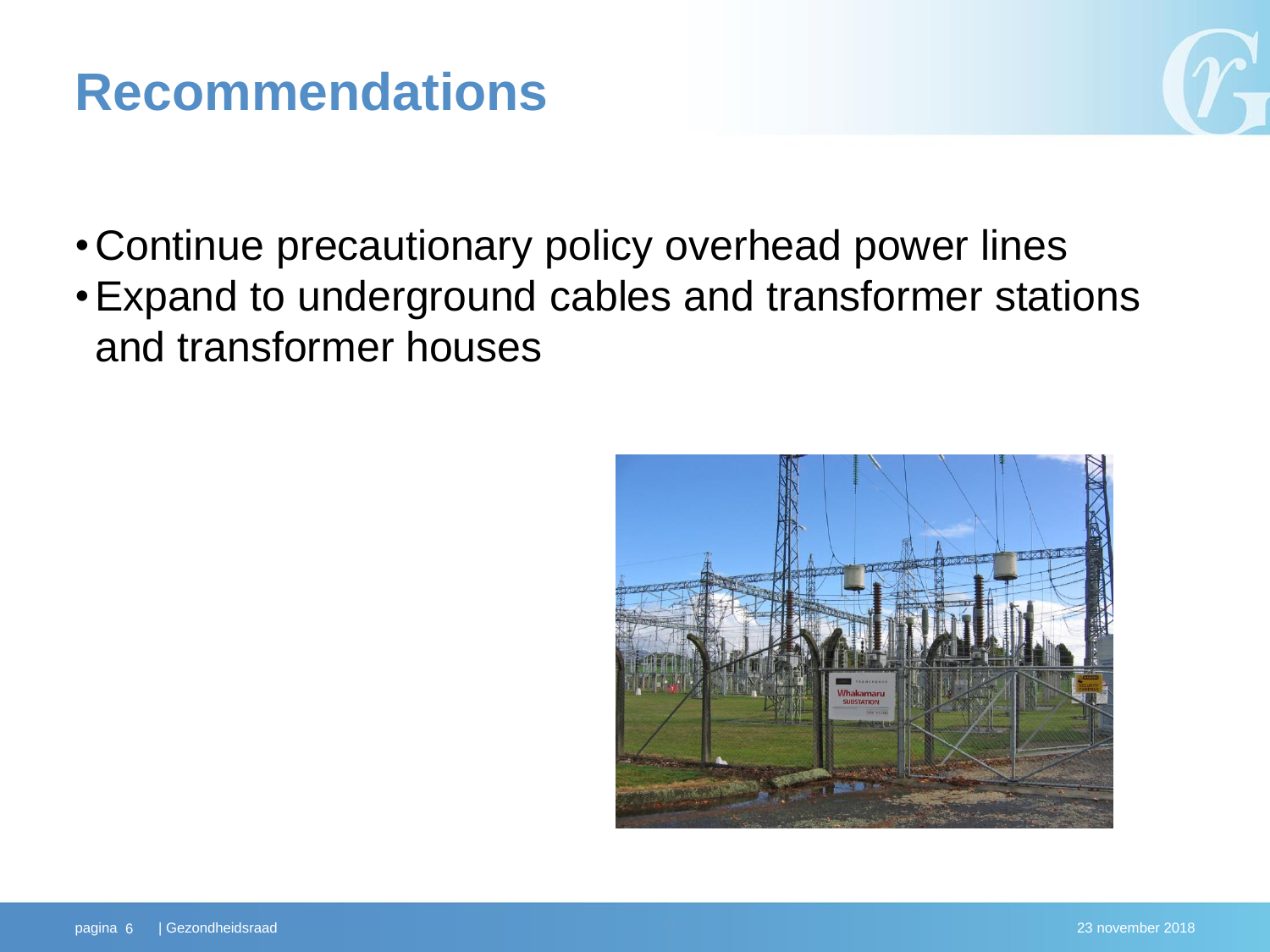# Recommendations

- Continue precautionary policy overhead power lines
- Expand to underground cables and transformer stations and transformer houses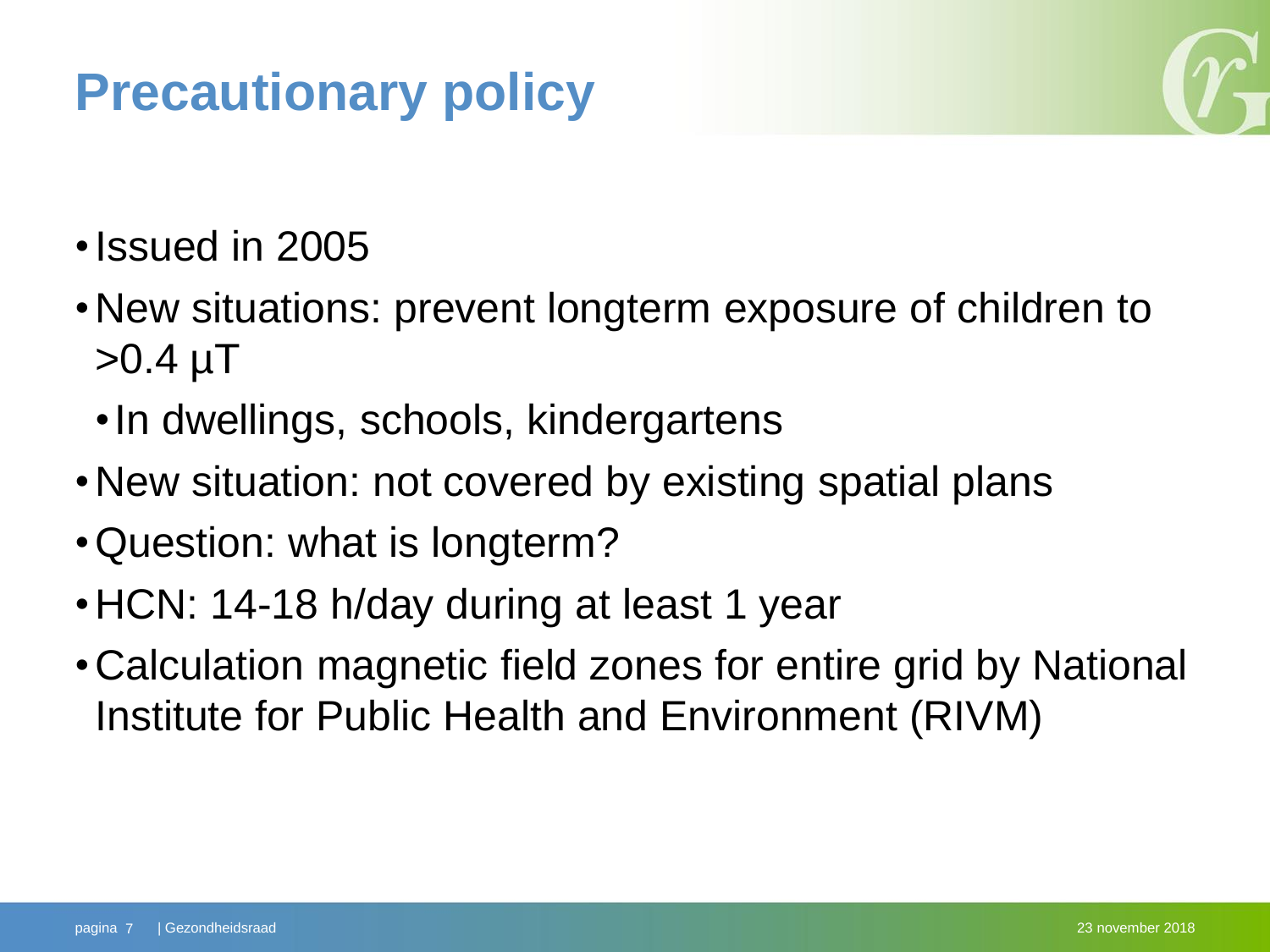# Precautionary policy

- Issued in 2005
- New situations: prevent longterm exposure of children to >0.4 μT
  - In dwellings, schools, kindergartens
- New situation: not covered by existing spatial plans
- Question: what is longterm?
- HCN: 14-18 h/day during at least 1 year
- Calculation magnetic field zones for entire grid by National Institute for Public Health and Environment (RIVM)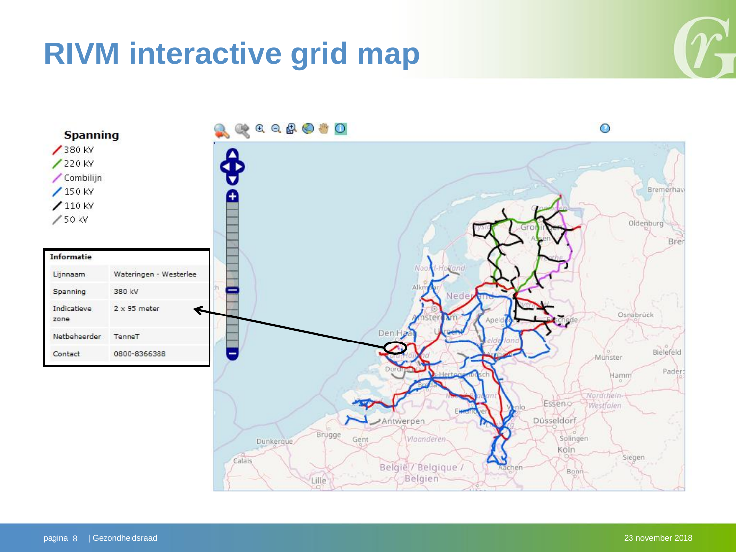# RIVM interactive grid map

**Spanning**

- 380 kV
- 220 kV
- Combilijn
- 150 kV
- 110 kV
- 50 kV

| Informatie | |
|---|---|
| Lijnnaam | Wateringen - Westerlee |
| Spanning | 380 kV |
| Indicatieve zone | 2 x 95 meter |
| Netbeheerder | TenneT |
| Contact | 0800-8366388 |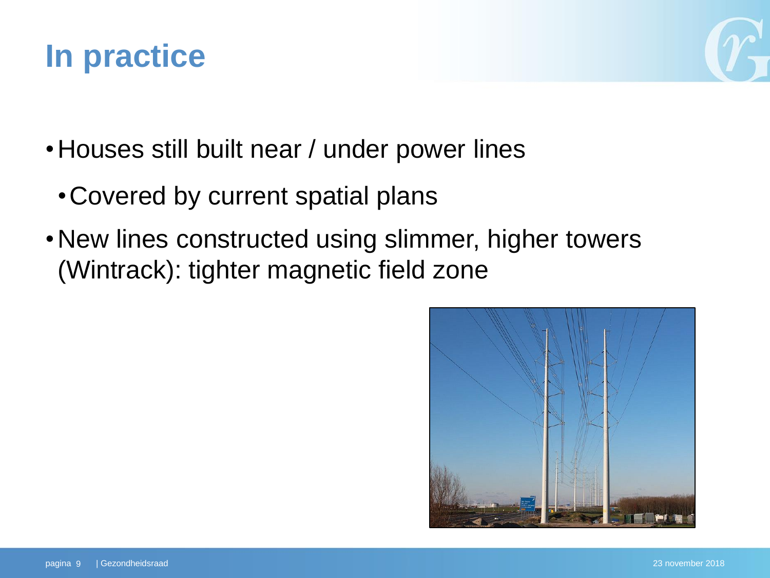# In practice

- Houses still built near / under power lines
  - Covered by current spatial plans
- New lines constructed using slimmer, higher towers (Wintrack): tighter magnetic field zone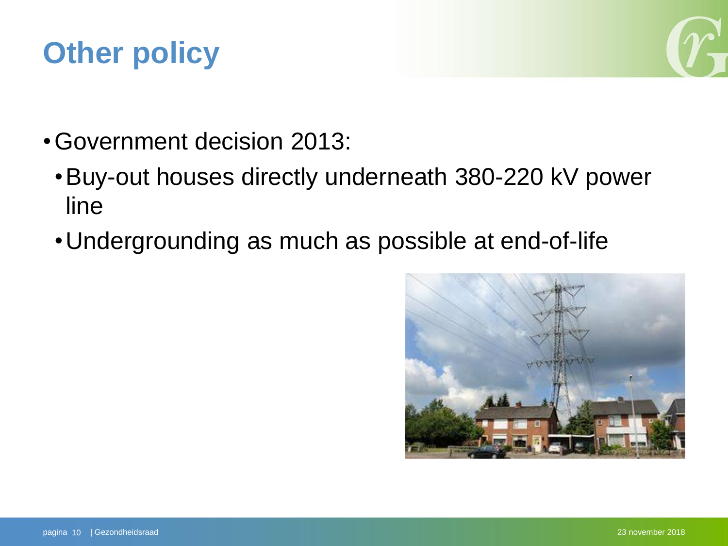# Other policy

- Government decision 2013:
  - Buy-out houses directly underneath 380-220 kV power line
  - Undergrounding as much as possible at end-of-life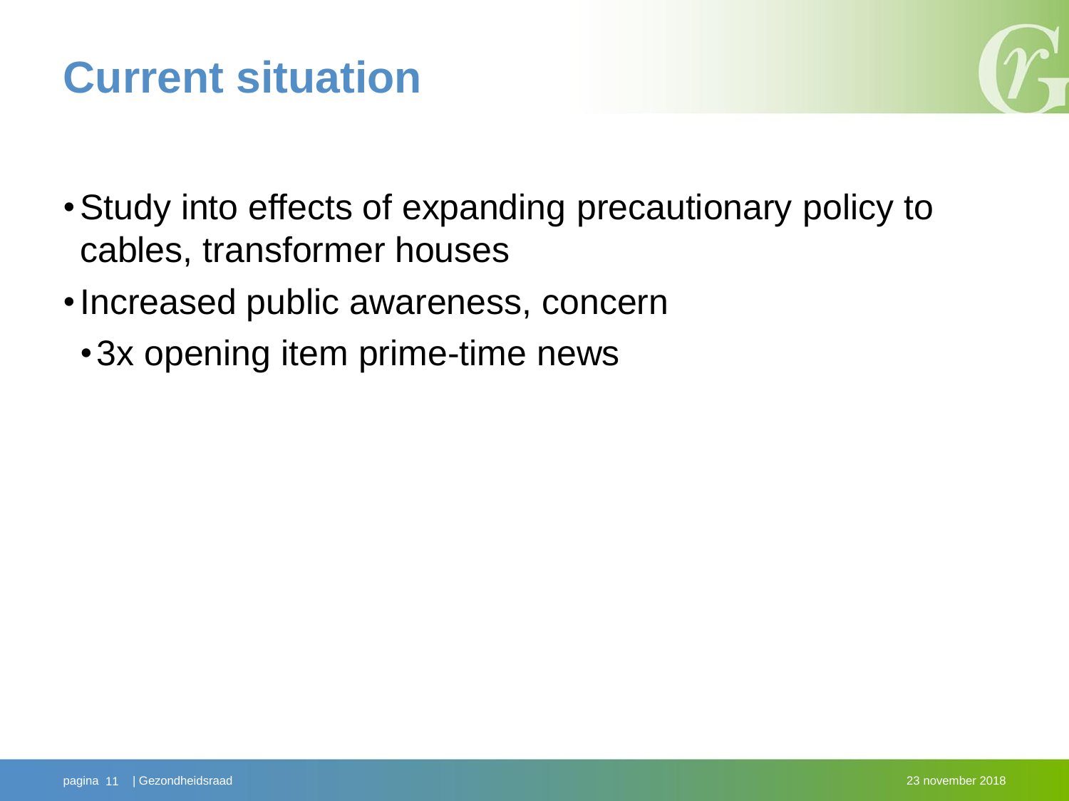# Current situation

- Study into effects of expanding precautionary policy to cables, transformer houses
- Increased public awareness, concern
  - 3x opening item prime-time news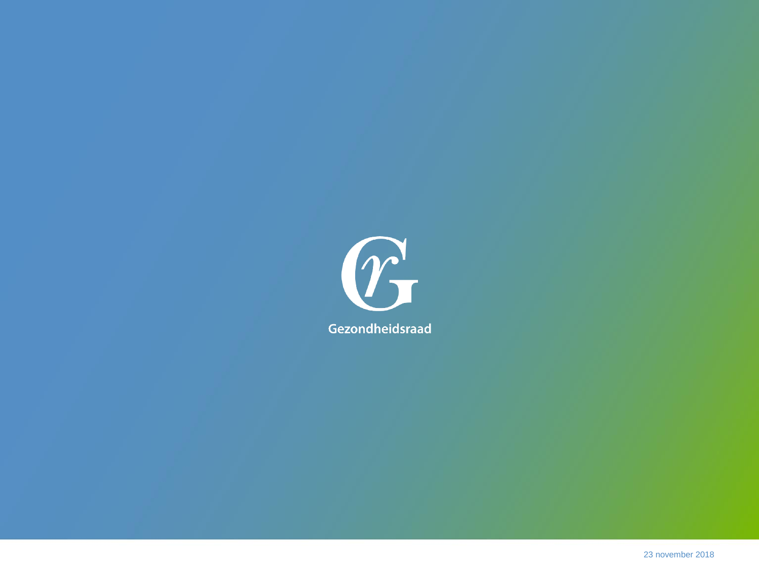Gezondheidsraad

23 november 2018